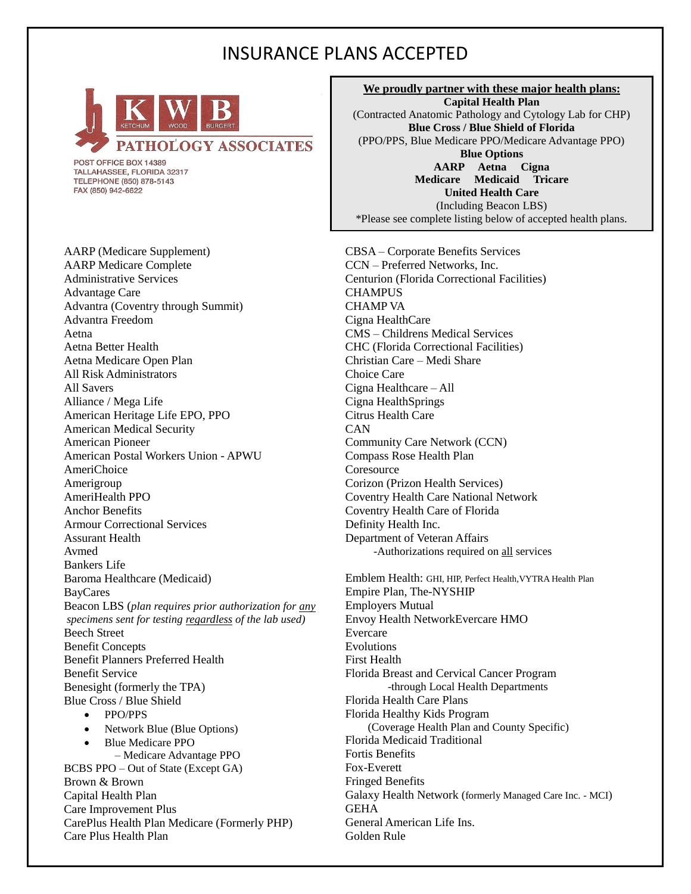# INSURANCE PLANS ACCEPTED

KWB
KETCHUM WOOD BURGERT
PATHOLOGY ASSOCIATES

POST OFFICE BOX 14389
TALLAHASSEE, FLORIDA 32317
TELEPHONE (850) 878-5143
FAX (850) 942-6622

**We proudly partner with these major health plans:**

**Capital Health Plan**
(Contracted Anatomic Pathology and Cytology Lab for CHP)
**Blue Cross / Blue Shield of Florida**
(PPO/PPS, Blue Medicare PPO/Medicare Advantage PPO)
**Blue Options**
**AARP Aetna Cigna**
**Medicare Medicaid Tricare**
**United Health Care**
(Including Beacon LBS)
*Please see complete listing below of accepted health plans.

AARP (Medicare Supplement)
AARP Medicare Complete
Administrative Services
Advantage Care
Advantra (Coventry through Summit)
Advantra Freedom
Aetna
Aetna Better Health
Aetna Medicare Open Plan
All Risk Administrators
All Savers
Alliance / Mega Life
American Heritage Life EPO, PPO
American Medical Security
American Pioneer
American Postal Workers Union - APWU
AmeriChoice
Amerigroup
AmeriHealth PPO
Anchor Benefits
Armour Correctional Services
Assurant Health
Avmed
Bankers Life
Baroma Healthcare (Medicaid)
BayCares
Beacon LBS (*plan requires prior authorization for any specimens sent for testing regardless of the lab used)*
Beech Street
Benefit Concepts
Benefit Planners Preferred Health
Benefit Service
Benesight (formerly the TPA)
Blue Cross / Blue Shield

- PPO/PPS
- Network Blue (Blue Options)
- Blue Medicare PPO
  – Medicare Advantage PPO

BCBS PPO – Out of State (Except GA)
Brown & Brown
Capital Health Plan
Care Improvement Plus
CarePlus Health Plan Medicare (Formerly PHP)
Care Plus Health Plan
CBSA – Corporate Benefits Services
CCN – Preferred Networks, Inc.
Centurion (Florida Correctional Facilities)
CHAMPUS
CHAMP VA
Cigna HealthCare
CMS – Childrens Medical Services
CHC (Florida Correctional Facilities)
Christian Care – Medi Share
Choice Care
Cigna Healthcare – All
Cigna HealthSprings
Citrus Health Care
CAN
Community Care Network (CCN)
Compass Rose Health Plan
Coresource
Corizon (Prizon Health Services)
Coventry Health Care National Network
Coventry Health Care of Florida
Definity Health Inc.
Department of Veteran Affairs
-Authorizations required on all services

Emblem Health: GHI, HIP, Perfect Health,VYTRA Health Plan
Empire Plan, The-NYSHIP
Employers Mutual
Envoy Health NetworkEvercare HMO
Evercare
Evolutions
First Health
Florida Breast and Cervical Cancer Program
-through Local Health Departments
Florida Health Care Plans
Florida Healthy Kids Program
(Coverage Health Plan and County Specific)
Florida Medicaid Traditional
Fortis Benefits
Fox-Everett
Fringed Benefits
Galaxy Health Network (formerly Managed Care Inc. - MCI)
GEHA
General American Life Ins.
Golden Rule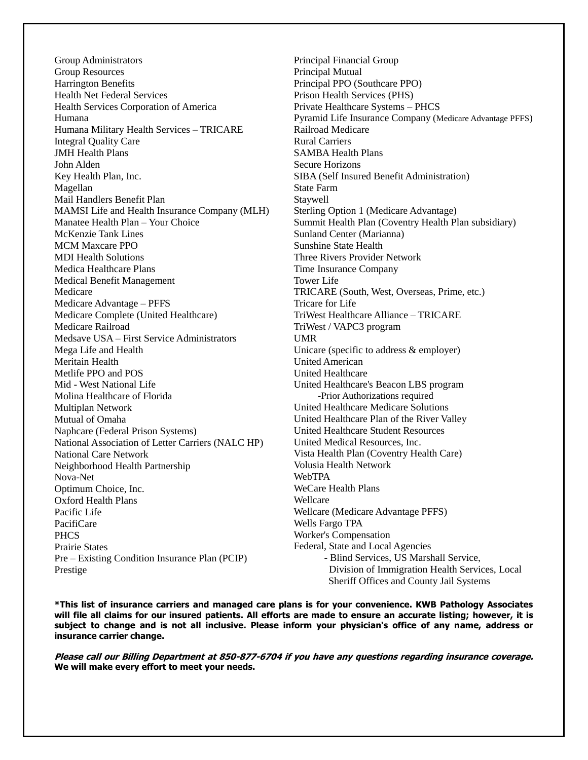Group Administrators
Group Resources
Harrington Benefits
Health Net Federal Services
Health Services Corporation of America
Humana
Humana Military Health Services – TRICARE
Integral Quality Care
JMH Health Plans
John Alden
Key Health Plan, Inc.
Magellan
Mail Handlers Benefit Plan
MAMSI Life and Health Insurance Company (MLH)
Manatee Health Plan – Your Choice
McKenzie Tank Lines
MCM Maxcare PPO
MDI Health Solutions
Medica Healthcare Plans
Medical Benefit Management
Medicare
Medicare Advantage – PFFS
Medicare Complete (United Healthcare)
Medicare Railroad
Medsave USA – First Service Administrators
Mega Life and Health
Meritain Health
Metlife PPO and POS
Mid - West National Life
Molina Healthcare of Florida
Multiplan Network
Mutual of Omaha
Naphcare (Federal Prison Systems)
National Association of Letter Carriers (NALC HP)
National Care Network
Neighborhood Health Partnership
Nova-Net
Optimum Choice, Inc.
Oxford Health Plans
Pacific Life
PacifiCare
PHCS
Prairie States
Pre – Existing Condition Insurance Plan (PCIP)
Prestige
Principal Financial Group
Principal Mutual
Principal PPO (Southcare PPO)
Prison Health Services (PHS)
Private Healthcare Systems – PHCS
Pyramid Life Insurance Company (Medicare Advantage PFFS)
Railroad Medicare
Rural Carriers
SAMBA Health Plans
Secure Horizons
SIBA (Self Insured Benefit Administration)
State Farm
Staywell
Sterling Option 1 (Medicare Advantage)
Summit Health Plan (Coventry Health Plan subsidiary)
Sunland Center (Marianna)
Sunshine State Health
Three Rivers Provider Network
Time Insurance Company
Tower Life
TRICARE (South, West, Overseas, Prime, etc.)
Tricare for Life
TriWest Healthcare Alliance – TRICARE
TriWest / VAPC3 program
UMR
Unicare (specific to address & employer)
United American
United Healthcare
United Healthcare's Beacon LBS program
 -Prior Authorizations required
United Healthcare Medicare Solutions
United Healthcare Plan of the River Valley
United Healthcare Student Resources
United Medical Resources, Inc.
Vista Health Plan (Coventry Health Care)
Volusia Health Network
WebTPA
WeCare Health Plans
Wellcare
Wellcare (Medicare Advantage PFFS)
Wells Fargo TPA
Worker's Compensation
Federal, State and Local Agencies
 - Blind Services, US Marshall Service, Division of Immigration Health Services, Local Sheriff Offices and County Jail Systems

**\*This list of insurance carriers and managed care plans is for your convenience. KWB Pathology Associates will file all claims for our insured patients. All efforts are made to ensure an accurate listing; however, it is subject to change and is not all inclusive. Please inform your physician's office of any name, address or insurance carrier change.**

***Please call our Billing Department at 850-877-6704 if you have any questions regarding insurance coverage.*** **We will make every effort to meet your needs.**